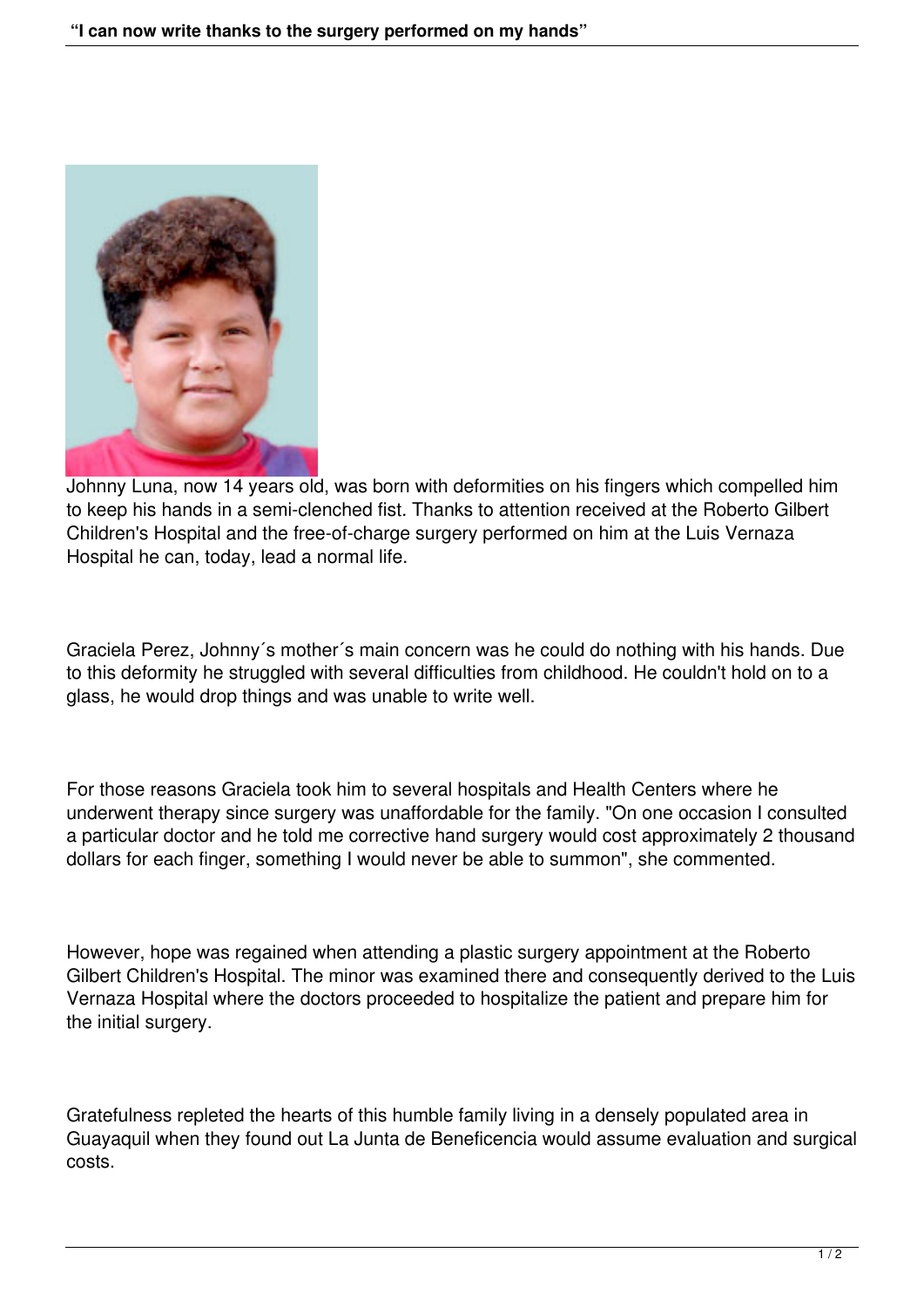# "I can now write thanks to the surgery performed on my hands"

Johnny Luna, now 14 years old, was born with deformities on his fingers which compelled him to keep his hands in a semi-clenched fist. Thanks to attention received at the Roberto Gilbert Children's Hospital and the free-of-charge surgery performed on him at the Luis Vernaza Hospital he can, today, lead a normal life.

Graciela Perez, Johnny´s mother´s main concern was he could do nothing with his hands. Due to this deformity he struggled with several difficulties from childhood. He couldn't hold on to a glass, he would drop things and was unable to write well.

For those reasons Graciela took him to several hospitals and Health Centers where he underwent therapy since surgery was unaffordable for the family. "On one occasion I consulted a particular doctor and he told me corrective hand surgery would cost approximately 2 thousand dollars for each finger, something I would never be able to summon", she commented.

However, hope was regained when attending a plastic surgery appointment at the Roberto Gilbert Children's Hospital. The minor was examined there and consequently derived to the Luis Vernaza Hospital where the doctors proceeded to hospitalize the patient and prepare him for the initial surgery.

Gratefulness repleted the hearts of this humble family living in a densely populated area in Guayaquil when they found out La Junta de Beneficencia would assume evaluation and surgical costs.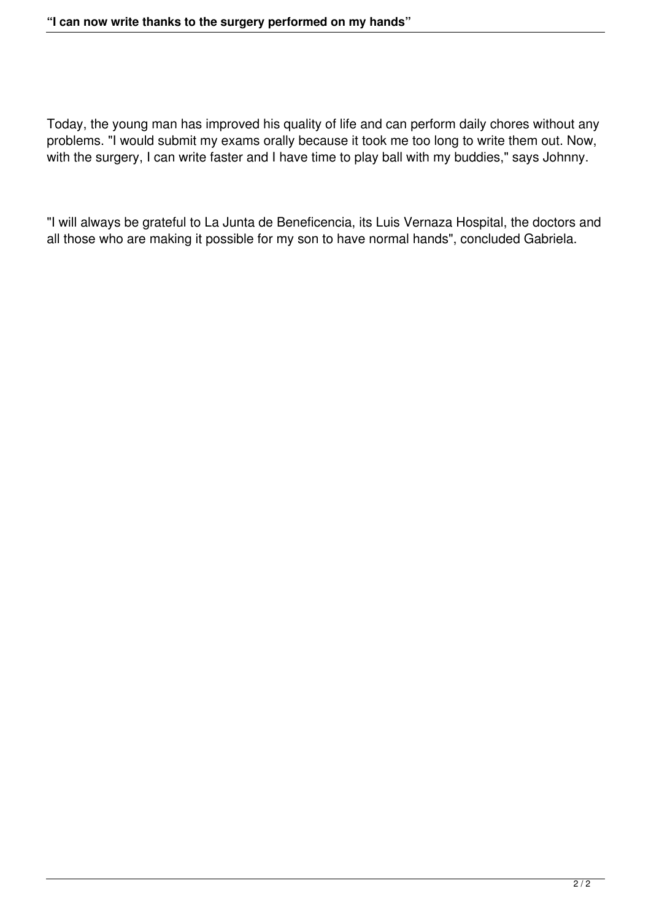Today, the young man has improved his quality of life and can perform daily chores without any problems. "I would submit my exams orally because it took me too long to write them out. Now, with the surgery, I can write faster and I have time to play ball with my buddies," says Johnny.

"I will always be grateful to La Junta de Beneficencia, its Luis Vernaza Hospital, the doctors and all those who are making it possible for my son to have normal hands", concluded Gabriela.